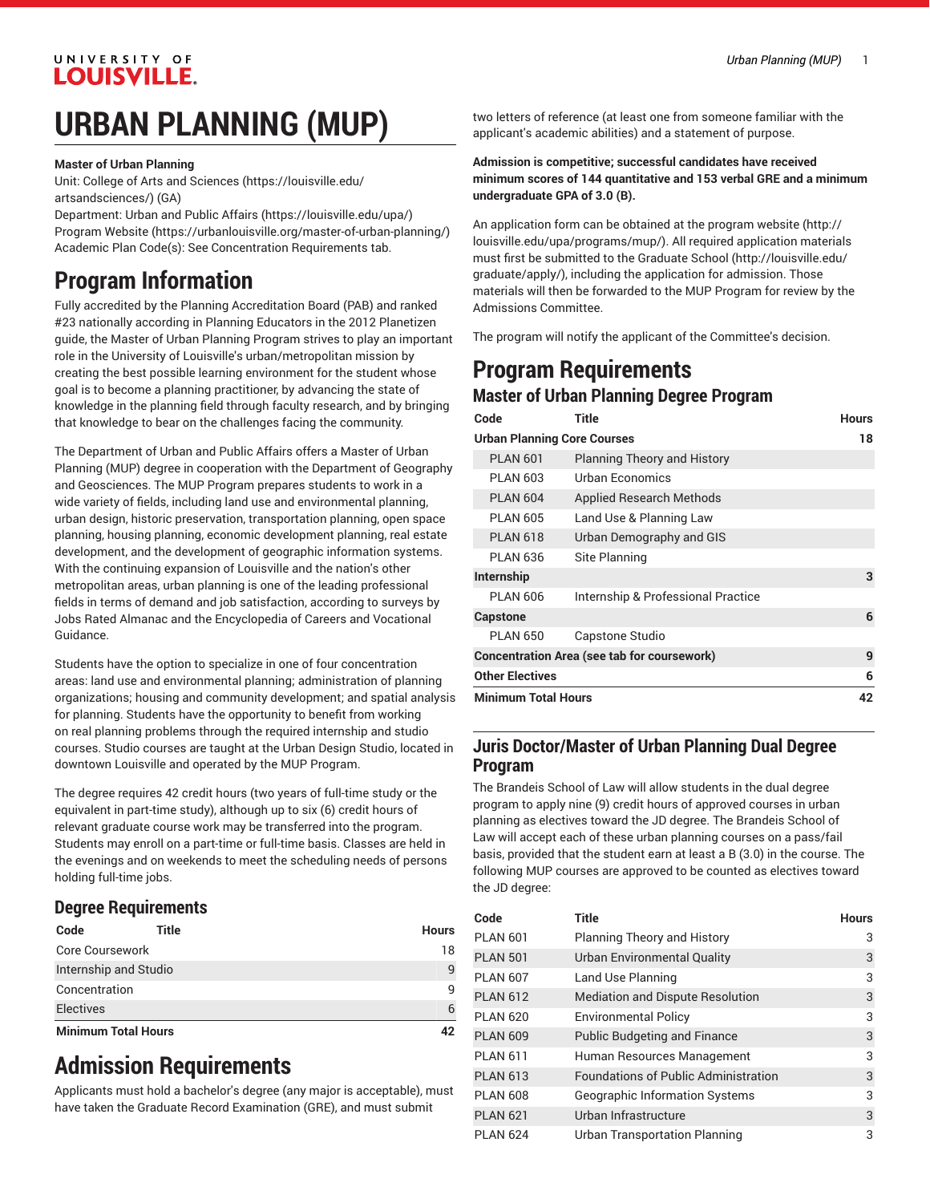# URBAN PLANNING (MUP)

**Master of Urban Planning**
Unit: College of Arts and Sciences (https://louisville.edu/artsandsciences/) (GA)
Department: Urban and Public Affairs (https://louisville.edu/upa/)
Program Website (https://urbanlouisville.org/master-of-urban-planning/)
Academic Plan Code(s): See Concentration Requirements tab.

## Program Information

Fully accredited by the Planning Accreditation Board (PAB) and ranked #23 nationally according in Planning Educators in the 2012 Planetizen guide, the Master of Urban Planning Program strives to play an important role in the University of Louisville's urban/metropolitan mission by creating the best possible learning environment for the student whose goal is to become a planning practitioner, by advancing the state of knowledge in the planning field through faculty research, and by bringing that knowledge to bear on the challenges facing the community.

The Department of Urban and Public Affairs offers a Master of Urban Planning (MUP) degree in cooperation with the Department of Geography and Geosciences. The MUP Program prepares students to work in a wide variety of fields, including land use and environmental planning, urban design, historic preservation, transportation planning, open space planning, housing planning, economic development planning, real estate development, and the development of geographic information systems. With the continuing expansion of Louisville and the nation's other metropolitan areas, urban planning is one of the leading professional fields in terms of demand and job satisfaction, according to surveys by Jobs Rated Almanac and the Encyclopedia of Careers and Vocational Guidance.

Students have the option to specialize in one of four concentration areas: land use and environmental planning; administration of planning organizations; housing and community development; and spatial analysis for planning. Students have the opportunity to benefit from working on real planning problems through the required internship and studio courses. Studio courses are taught at the Urban Design Studio, located in downtown Louisville and operated by the MUP Program.

The degree requires 42 credit hours (two years of full-time study or the equivalent in part-time study), although up to six (6) credit hours of relevant graduate course work may be transferred into the program. Students may enroll on a part-time or full-time basis. Classes are held in the evenings and on weekends to meet the scheduling needs of persons holding full-time jobs.

### Degree Requirements

| Code | Title | Hours |
|---|---|---|
| Core Coursework | | 18 |
| Internship and Studio | | 9 |
| Concentration | | 9 |
| Electives | | 6 |
| **Minimum Total Hours** | | **42** |

## Admission Requirements

Applicants must hold a bachelor's degree (any major is acceptable), must have taken the Graduate Record Examination (GRE), and must submit two letters of reference (at least one from someone familiar with the applicant's academic abilities) and a statement of purpose.

**Admission is competitive; successful candidates have received minimum scores of 144 quantitative and 153 verbal GRE and a minimum undergraduate GPA of 3.0 (B).**

An application form can be obtained at the program website (http://louisville.edu/upa/programs/mup/). All required application materials must first be submitted to the Graduate School (http://louisville.edu/graduate/apply/), including the application for admission. Those materials will then be forwarded to the MUP Program for review by the Admissions Committee.

The program will notify the applicant of the Committee's decision.

## Program Requirements

### Master of Urban Planning Degree Program

| Code | Title | Hours |
|---|---|---|
| **Urban Planning Core Courses** | | **18** |
| PLAN 601 | Planning Theory and History | |
| PLAN 603 | Urban Economics | |
| PLAN 604 | Applied Research Methods | |
| PLAN 605 | Land Use & Planning Law | |
| PLAN 618 | Urban Demography and GIS | |
| PLAN 636 | Site Planning | |
| **Internship** | | **3** |
| PLAN 606 | Internship & Professional Practice | |
| **Capstone** | | **6** |
| PLAN 650 | Capstone Studio | |
| **Concentration Area (see tab for coursework)** | | **9** |
| **Other Electives** | | **6** |
| **Minimum Total Hours** | | **42** |

### Juris Doctor/Master of Urban Planning Dual Degree Program

The Brandeis School of Law will allow students in the dual degree program to apply nine (9) credit hours of approved courses in urban planning as electives toward the JD degree. The Brandeis School of Law will accept each of these urban planning courses on a pass/fail basis, provided that the student earn at least a B (3.0) in the course. The following MUP courses are approved to be counted as electives toward the JD degree:

| Code | Title | Hours |
|---|---|---|
| PLAN 601 | Planning Theory and History | 3 |
| PLAN 501 | Urban Environmental Quality | 3 |
| PLAN 607 | Land Use Planning | 3 |
| PLAN 612 | Mediation and Dispute Resolution | 3 |
| PLAN 620 | Environmental Policy | 3 |
| PLAN 609 | Public Budgeting and Finance | 3 |
| PLAN 611 | Human Resources Management | 3 |
| PLAN 613 | Foundations of Public Administration | 3 |
| PLAN 608 | Geographic Information Systems | 3 |
| PLAN 621 | Urban Infrastructure | 3 |
| PLAN 624 | Urban Transportation Planning | 3 |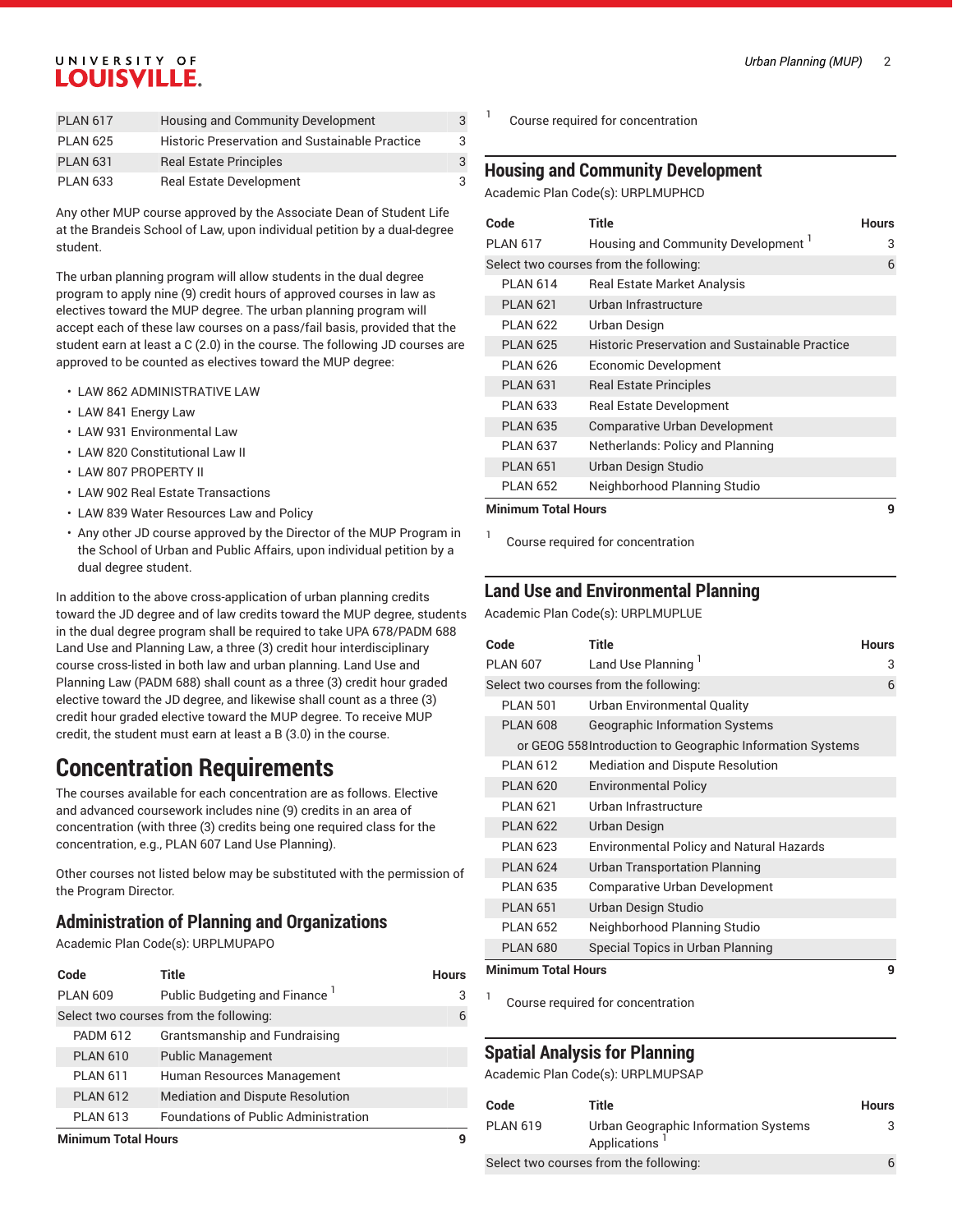| | | |
|---|---|---|
| PLAN 617 | Housing and Community Development | 3 |
| PLAN 625 | Historic Preservation and Sustainable Practice | 3 |
| PLAN 631 | Real Estate Principles | 3 |
| PLAN 633 | Real Estate Development | 3 |

Any other MUP course approved by the Associate Dean of Student Life at the Brandeis School of Law, upon individual petition by a dual-degree student.

The urban planning program will allow students in the dual degree program to apply nine (9) credit hours of approved courses in law as electives toward the MUP degree. The urban planning program will accept each of these law courses on a pass/fail basis, provided that the student earn at least a C (2.0) in the course. The following JD courses are approved to be counted as electives toward the MUP degree:

- LAW 862 ADMINISTRATIVE LAW
- LAW 841 Energy Law
- LAW 931 Environmental Law
- LAW 820 Constitutional Law II
- LAW 807 PROPERTY II
- LAW 902 Real Estate Transactions
- LAW 839 Water Resources Law and Policy
- Any other JD course approved by the Director of the MUP Program in the School of Urban and Public Affairs, upon individual petition by a dual degree student.

In addition to the above cross-application of urban planning credits toward the JD degree and of law credits toward the MUP degree, students in the dual degree program shall be required to take UPA 678/PADM 688 Land Use and Planning Law, a three (3) credit hour interdisciplinary course cross-listed in both law and urban planning. Land Use and Planning Law (PADM 688) shall count as a three (3) credit hour graded elective toward the JD degree, and likewise shall count as a three (3) credit hour graded elective toward the MUP degree. To receive MUP credit, the student must earn at least a B (3.0) in the course.

# Concentration Requirements

The courses available for each concentration are as follows. Elective and advanced coursework includes nine (9) credits in an area of concentration (with three (3) credits being one required class for the concentration, e.g., PLAN 607 Land Use Planning).

Other courses not listed below may be substituted with the permission of the Program Director.

## Administration of Planning and Organizations

Academic Plan Code(s): URPLMUPAPO

| Code | Title | Hours |
|---|---|---|
| PLAN 609 | Public Budgeting and Finance [1] | 3 |
| Select two courses from the following: | | 6 |
| PADM 612 | Grantsmanship and Fundraising | |
| PLAN 610 | Public Management | |
| PLAN 611 | Human Resources Management | |
| PLAN 612 | Mediation and Dispute Resolution | |
| PLAN 613 | Foundations of Public Administration | |
| **Minimum Total Hours** | | **9** |

[1] Course required for concentration

## Housing and Community Development

Academic Plan Code(s): URPLMUPHCD

| Code | Title | Hours |
|---|---|---|
| PLAN 617 | Housing and Community Development [1] | 3 |
| Select two courses from the following: | | 6 |
| PLAN 614 | Real Estate Market Analysis | |
| PLAN 621 | Urban Infrastructure | |
| PLAN 622 | Urban Design | |
| PLAN 625 | Historic Preservation and Sustainable Practice | |
| PLAN 626 | Economic Development | |
| PLAN 631 | Real Estate Principles | |
| PLAN 633 | Real Estate Development | |
| PLAN 635 | Comparative Urban Development | |
| PLAN 637 | Netherlands: Policy and Planning | |
| PLAN 651 | Urban Design Studio | |
| PLAN 652 | Neighborhood Planning Studio | |
| **Minimum Total Hours** | | **9** |

[1] Course required for concentration

## Land Use and Environmental Planning

Academic Plan Code(s): URPLMUPLUE

| Code | Title | Hours |
|---|---|---|
| PLAN 607 | Land Use Planning [1] | 3 |
| Select two courses from the following: | | 6 |
| PLAN 501 | Urban Environmental Quality | |
| PLAN 608 | Geographic Information Systems | |
| or GEOG 558 | Introduction to Geographic Information Systems | |
| PLAN 612 | Mediation and Dispute Resolution | |
| PLAN 620 | Environmental Policy | |
| PLAN 621 | Urban Infrastructure | |
| PLAN 622 | Urban Design | |
| PLAN 623 | Environmental Policy and Natural Hazards | |
| PLAN 624 | Urban Transportation Planning | |
| PLAN 635 | Comparative Urban Development | |
| PLAN 651 | Urban Design Studio | |
| PLAN 652 | Neighborhood Planning Studio | |
| PLAN 680 | Special Topics in Urban Planning | |
| **Minimum Total Hours** | | **9** |

[1] Course required for concentration

## Spatial Analysis for Planning

Academic Plan Code(s): URPLMUPSAP

| Code | Title | Hours |
|---|---|---|
| PLAN 619 | Urban Geographic Information Systems Applications [1] | 3 |
| Select two courses from the following: | | 6 |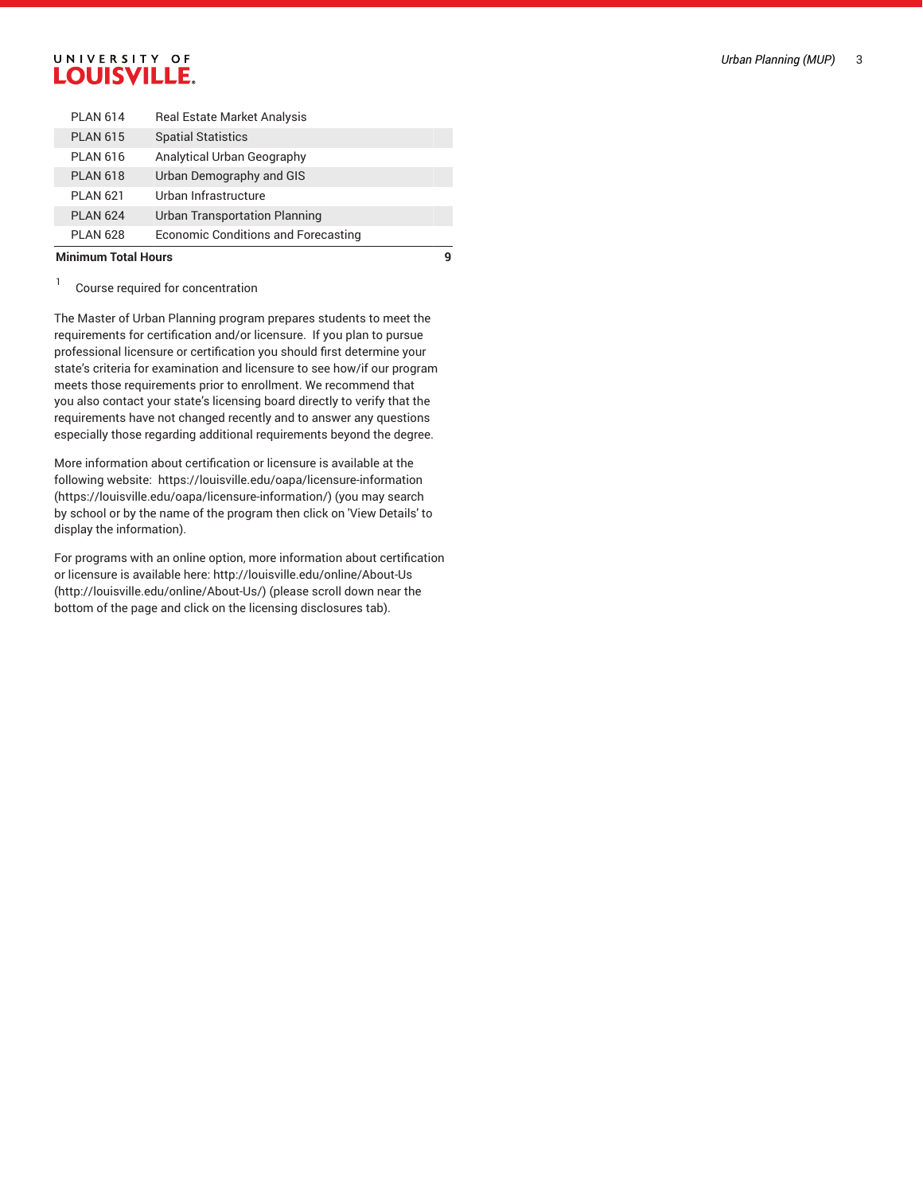| | | |
|---|---|---|
| PLAN 614 | Real Estate Market Analysis | |
| PLAN 615 | Spatial Statistics | |
| PLAN 616 | Analytical Urban Geography | |
| PLAN 618 | Urban Demography and GIS | |
| PLAN 621 | Urban Infrastructure | |
| PLAN 624 | Urban Transportation Planning | |
| PLAN 628 | Economic Conditions and Forecasting | |
| **Minimum Total Hours** | | **9** |

[1] Course required for concentration

The Master of Urban Planning program prepares students to meet the requirements for certification and/or licensure. If you plan to pursue professional licensure or certification you should first determine your state's criteria for examination and licensure to see how/if our program meets those requirements prior to enrollment. We recommend that you also contact your state's licensing board directly to verify that the requirements have not changed recently and to answer any questions especially those regarding additional requirements beyond the degree.

More information about certification or licensure is available at the following website: https://louisville.edu/oapa/licensure-information (https://louisville.edu/oapa/licensure-information/) (you may search by school or by the name of the program then click on 'View Details' to display the information).

For programs with an online option, more information about certification or licensure is available here: http://louisville.edu/online/About-Us (http://louisville.edu/online/About-Us/) (please scroll down near the bottom of the page and click on the licensing disclosures tab).